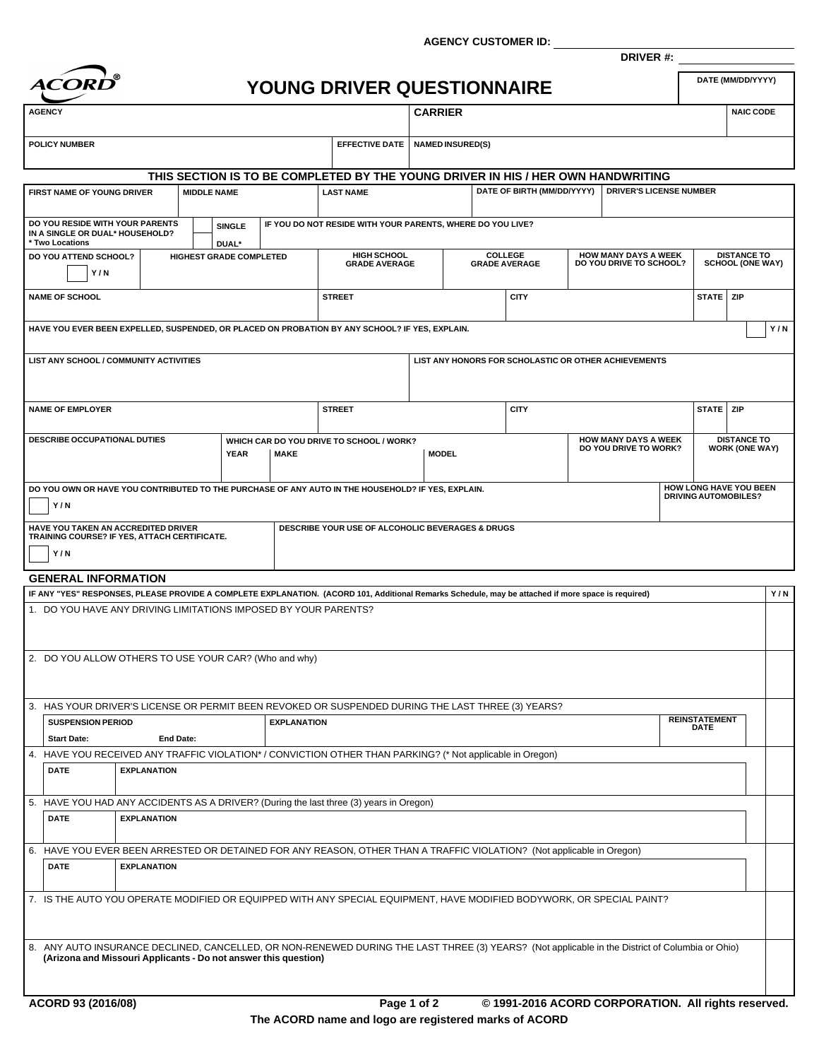AGENCY CUSTOMER ID: ____________

DRIVER #: ____________

ACORD®

# YOUNG DRIVER QUESTIONNAIRE

| DATE (MM/DD/YYYY) |
|---|
| |

| AGENCY | | CARRIER | NAIC CODE |
|---|---|---|---|
| | | | |
| POLICY NUMBER | EFFECTIVE DATE | NAMED INSURED(S) | |
| | | | |

## THIS SECTION IS TO BE COMPLETED BY THE YOUNG DRIVER IN HIS / HER OWN HANDWRITING

| FIRST NAME OF YOUNG DRIVER | MIDDLE NAME | LAST NAME | DATE OF BIRTH (MM/DD/YYYY) | DRIVER'S LICENSE NUMBER |
|---|---|---|---|---|
| | | | | |

| DO YOU RESIDE WITH YOUR PARENTS IN A SINGLE OR DUAL* HOUSEHOLD? * Two Locations | SINGLE / DUAL* | IF YOU DO NOT RESIDE WITH YOUR PARENTS, WHERE DO YOU LIVE? |
|---|---|---|
| | | |

| DO YOU ATTEND SCHOOL? Y / N | HIGHEST GRADE COMPLETED | HIGH SCHOOL GRADE AVERAGE | COLLEGE GRADE AVERAGE | HOW MANY DAYS A WEEK DO YOU DRIVE TO SCHOOL? | DISTANCE TO SCHOOL (ONE WAY) |
|---|---|---|---|---|---|
| | | | | | |

| NAME OF SCHOOL | STREET | CITY | STATE | ZIP |
|---|---|---|---|---|
| | | | | |

| HAVE YOU EVER BEEN EXPELLED, SUSPENDED, OR PLACED ON PROBATION BY ANY SCHOOL? IF YES, EXPLAIN. | Y / N |
|---|---|
| | |

| LIST ANY SCHOOL / COMMUNITY ACTIVITIES | LIST ANY HONORS FOR SCHOLASTIC OR OTHER ACHIEVEMENTS |
|---|---|
| | |

| NAME OF EMPLOYER | STREET | CITY | STATE | ZIP |
|---|---|---|---|---|
| | | | | |

| DESCRIBE OCCUPATIONAL DUTIES | WHICH CAR DO YOU DRIVE TO SCHOOL / WORK? YEAR | MAKE | MODEL | HOW MANY DAYS A WEEK DO YOU DRIVE TO WORK? | DISTANCE TO WORK (ONE WAY) |
|---|---|---|---|---|---|
| | | | | | |

| DO YOU OWN OR HAVE YOU CONTRIBUTED TO THE PURCHASE OF ANY AUTO IN THE HOUSEHOLD? IF YES, EXPLAIN. Y / N | HOW LONG HAVE YOU BEEN DRIVING AUTOMOBILES? |
|---|---|
| | |

| HAVE YOU TAKEN AN ACCREDITED DRIVER TRAINING COURSE? IF YES, ATTACH CERTIFICATE. Y / N | DESCRIBE YOUR USE OF ALCOHOLIC BEVERAGES & DRUGS |
|---|---|
| | |

## GENERAL INFORMATION

IF ANY "YES" RESPONSES, PLEASE PROVIDE A COMPLETE EXPLANATION. (ACORD 101, Additional Remarks Schedule, may be attached if more space is required) — Y / N

1. DO YOU HAVE ANY DRIVING LIMITATIONS IMPOSED BY YOUR PARENTS?

2. DO YOU ALLOW OTHERS TO USE YOUR CAR? (Who and why)

3. HAS YOUR DRIVER'S LICENSE OR PERMIT BEEN REVOKED OR SUSPENDED DURING THE LAST THREE (3) YEARS?

| SUSPENSION PERIOD Start Date: End Date: | EXPLANATION | REINSTATEMENT DATE |
|---|---|---|
| | | |

4. HAVE YOU RECEIVED ANY TRAFFIC VIOLATION* / CONVICTION OTHER THAN PARKING? (* Not applicable in Oregon)

| DATE | EXPLANATION |
|---|---|
| | |

5. HAVE YOU HAD ANY ACCIDENTS AS A DRIVER? (During the last three (3) years in Oregon)

| DATE | EXPLANATION |
|---|---|
| | |

6. HAVE YOU EVER BEEN ARRESTED OR DETAINED FOR ANY REASON, OTHER THAN A TRAFFIC VIOLATION? (Not applicable in Oregon)

| DATE | EXPLANATION |
|---|---|
| | |

7. IS THE AUTO YOU OPERATE MODIFIED OR EQUIPPED WITH ANY SPECIAL EQUIPMENT, HAVE MODIFIED BODYWORK, OR SPECIAL PAINT?

8. ANY AUTO INSURANCE DECLINED, CANCELLED, OR NON-RENEWED DURING THE LAST THREE (3) YEARS? (Not applicable in the District of Columbia or Ohio) **(Arizona and Missouri Applicants - Do not answer this question)**

ACORD 93 (2016/08) © 1991-2016 ACORD CORPORATION. All rights reserved.

The ACORD name and logo are registered marks of ACORD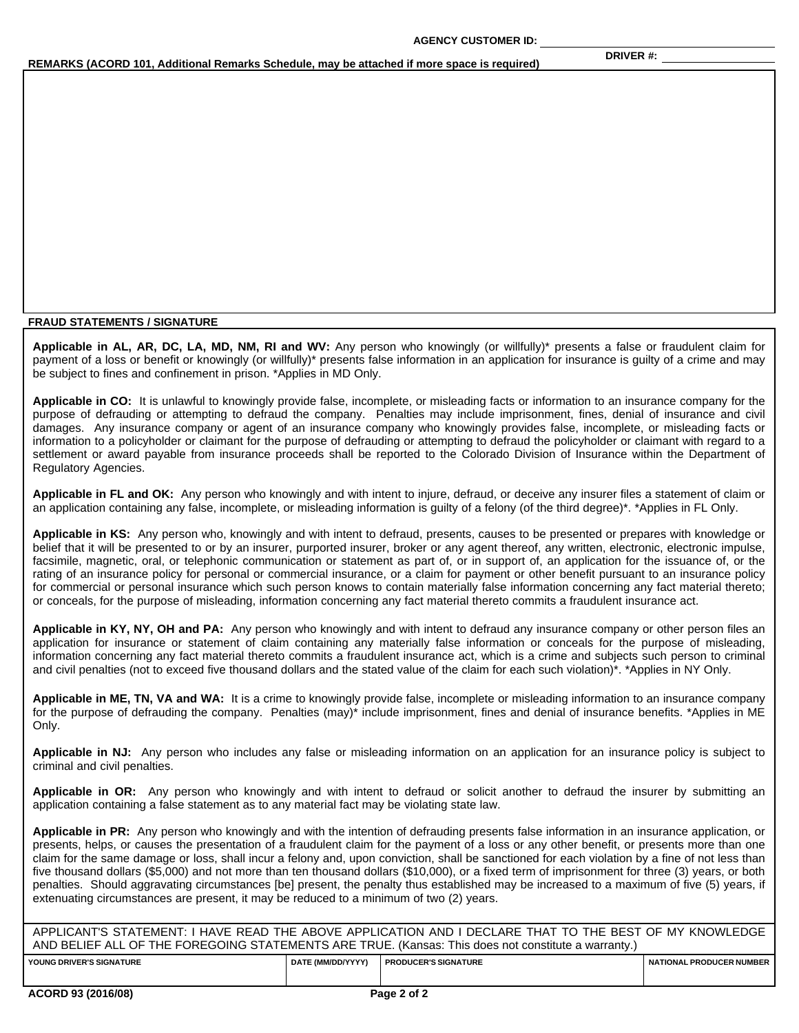AGENCY CUSTOMER ID: ____________________

DRIVER #: ____________

## REMARKS (ACORD 101, Additional Remarks Schedule, may be attached if more space is required)

## FRAUD STATEMENTS / SIGNATURE

**Applicable in AL, AR, DC, LA, MD, NM, RI and WV:** Any person who knowingly (or willfully)* presents a false or fraudulent claim for payment of a loss or benefit or knowingly (or willfully)* presents false information in an application for insurance is guilty of a crime and may be subject to fines and confinement in prison. *Applies in MD Only.

**Applicable in CO:** It is unlawful to knowingly provide false, incomplete, or misleading facts or information to an insurance company for the purpose of defrauding or attempting to defraud the company. Penalties may include imprisonment, fines, denial of insurance and civil damages. Any insurance company or agent of an insurance company who knowingly provides false, incomplete, or misleading facts or information to a policyholder or claimant for the purpose of defrauding or attempting to defraud the policyholder or claimant with regard to a settlement or award payable from insurance proceeds shall be reported to the Colorado Division of Insurance within the Department of Regulatory Agencies.

**Applicable in FL and OK:** Any person who knowingly and with intent to injure, defraud, or deceive any insurer files a statement of claim or an application containing any false, incomplete, or misleading information is guilty of a felony (of the third degree)*. *Applies in FL Only.

**Applicable in KS:** Any person who, knowingly and with intent to defraud, presents, causes to be presented or prepares with knowledge or belief that it will be presented to or by an insurer, purported insurer, broker or any agent thereof, any written, electronic, electronic impulse, facsimile, magnetic, oral, or telephonic communication or statement as part of, or in support of, an application for the issuance of, or the rating of an insurance policy for personal or commercial insurance, or a claim for payment or other benefit pursuant to an insurance policy for commercial or personal insurance which such person knows to contain materially false information concerning any fact material thereto; or conceals, for the purpose of misleading, information concerning any fact material thereto commits a fraudulent insurance act.

**Applicable in KY, NY, OH and PA:** Any person who knowingly and with intent to defraud any insurance company or other person files an application for insurance or statement of claim containing any materially false information or conceals for the purpose of misleading, information concerning any fact material thereto commits a fraudulent insurance act, which is a crime and subjects such person to criminal and civil penalties (not to exceed five thousand dollars and the stated value of the claim for each such violation)*. *Applies in NY Only.

**Applicable in ME, TN, VA and WA:** It is a crime to knowingly provide false, incomplete or misleading information to an insurance company for the purpose of defrauding the company. Penalties (may)* include imprisonment, fines and denial of insurance benefits. *Applies in ME Only.

**Applicable in NJ:** Any person who includes any false or misleading information on an application for an insurance policy is subject to criminal and civil penalties.

**Applicable in OR:** Any person who knowingly and with intent to defraud or solicit another to defraud the insurer by submitting an application containing a false statement as to any material fact may be violating state law.

**Applicable in PR:** Any person who knowingly and with the intention of defrauding presents false information in an insurance application, or presents, helps, or causes the presentation of a fraudulent claim for the payment of a loss or any other benefit, or presents more than one claim for the same damage or loss, shall incur a felony and, upon conviction, shall be sanctioned for each violation by a fine of not less than five thousand dollars ($5,000) and not more than ten thousand dollars ($10,000), or a fixed term of imprisonment for three (3) years, or both penalties. Should aggravating circumstances [be] present, the penalty thus established may be increased to a maximum of five (5) years, if extenuating circumstances are present, it may be reduced to a minimum of two (2) years.

APPLICANT'S STATEMENT: I HAVE READ THE ABOVE APPLICATION AND I DECLARE THAT TO THE BEST OF MY KNOWLEDGE AND BELIEF ALL OF THE FOREGOING STATEMENTS ARE TRUE. (Kansas: This does not constitute a warranty.)

| YOUNG DRIVER'S SIGNATURE | DATE (MM/DD/YYYY) | PRODUCER'S SIGNATURE | NATIONAL PRODUCER NUMBER |
|---|---|---|---|
| | | | |

ACORD 93 (2016/08)